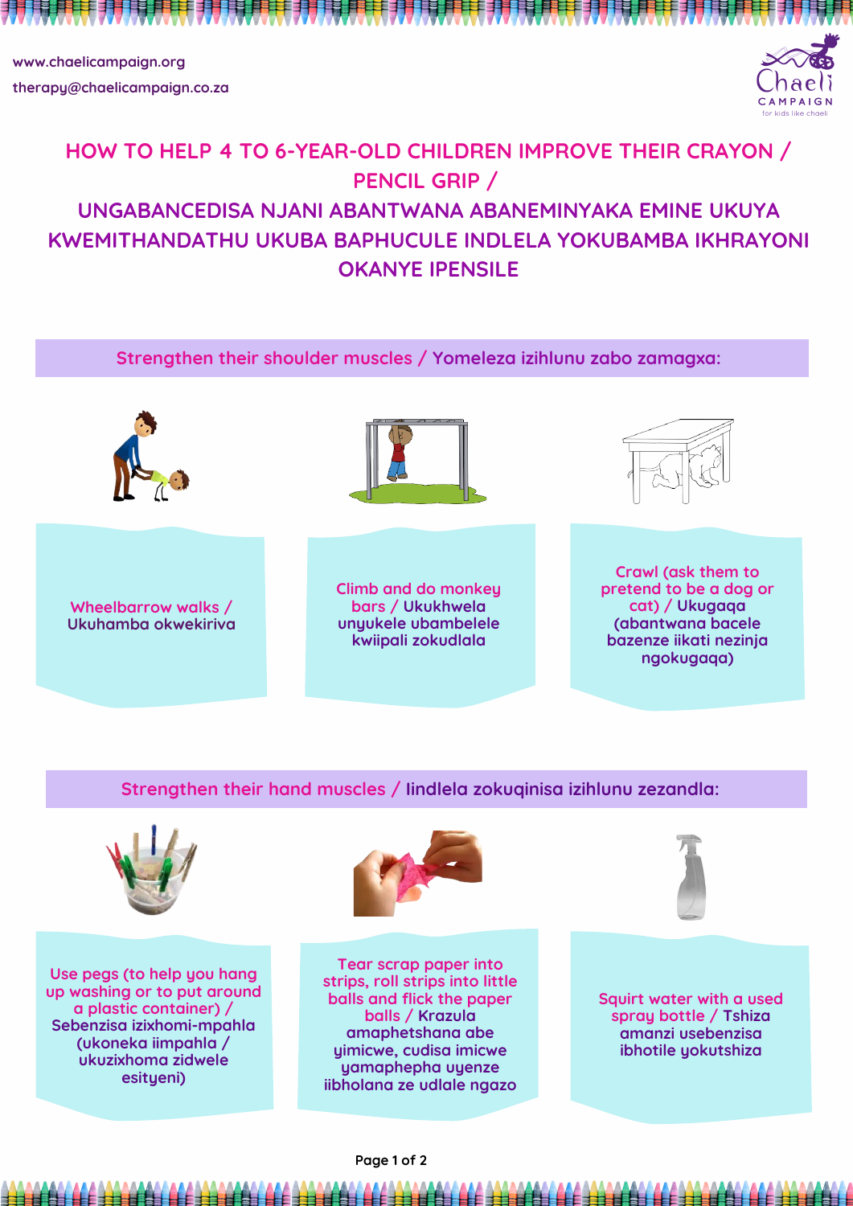www.chaelicampaign.org

therapy@chaelicampaign.co.za

# HOW TO HELP 4 TO 6-YEAR-OLD CHILDREN IMPROVE THEIR CRAYON / PENCIL GRIP / UNGABANCEDISA NJANI ABANTWANA ABANEMINYAKA EMINE UKUYA KWEMITHANDATHU UKUBA BAPHUCULE INDLELA YOKUBAMBA IKHRAYONI OKANYE IPENSILE

## Strengthen their shoulder muscles / Yomeleza izihlunu zabo zamagxa:

- Wheelbarrow walks / Ukuhamba okwekiriva
- Climb and do monkey bars / Ukukhwela unyukele ubambelele kwiipali zokudlala
- Crawl (ask them to pretend to be a dog or cat) / Ukugaqa (abantwana bacele bazenze iikati nezinja ngokugaqa)

## Strengthen their hand muscles / Iindlela zokuqinisa izihlunu zezandla:

- Use pegs (to help you hang up washing or to put around a plastic container) / Sebenzisa izixhomi-mpahla (ukoneka iimpahla / ukuzixhoma zidwele esityeni)
- Tear scrap paper into strips, roll strips into little balls and flick the paper balls / Krazula amaphetshana abe yimicwe, cudisa imicwe yamaphepha uyenze iibholana ze udlale ngazo
- Squirt water with a used spray bottle / Tshiza amanzi usebenzisa ibhotile yokutshiza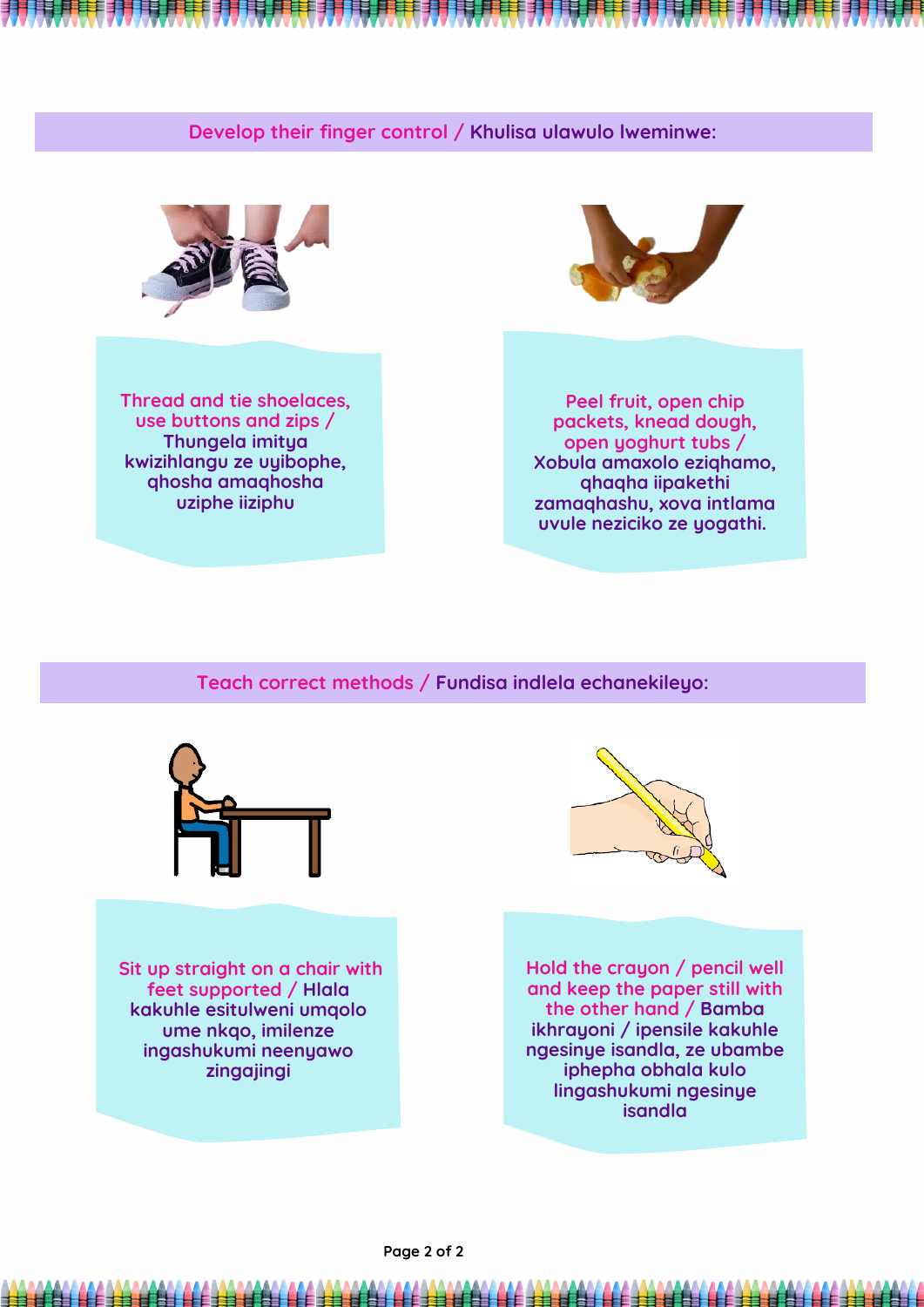## Develop their finger control / Khulisa ulawulo lweminwe:

Thread and tie shoelaces, use buttons and zips / Thungela imitya kwizihlangu ze uyibophe, qhosha amaqhosha uziphe iiziphu

Peel fruit, open chip packets, knead dough, open yoghurt tubs / Xobula amaxolo eziqhamo, qhaqha iipakethi zamaqhashu, xova intlama uvule neziciko ze yogathi.

## Teach correct methods / Fundisa indlela echanekileyo:

Sit up straight on a chair with feet supported / Hlala kakuhle esitulweni umqolo ume nkqo, imilenze ingashukumi neenyawo zingajingi

Hold the crayon / pencil well and keep the paper still with the other hand / Bamba ikhrayoni / ipensile kakuhle ngesinye isandla, ze ubambe iphepha obhala kulo lingashukumi ngesinye isandla